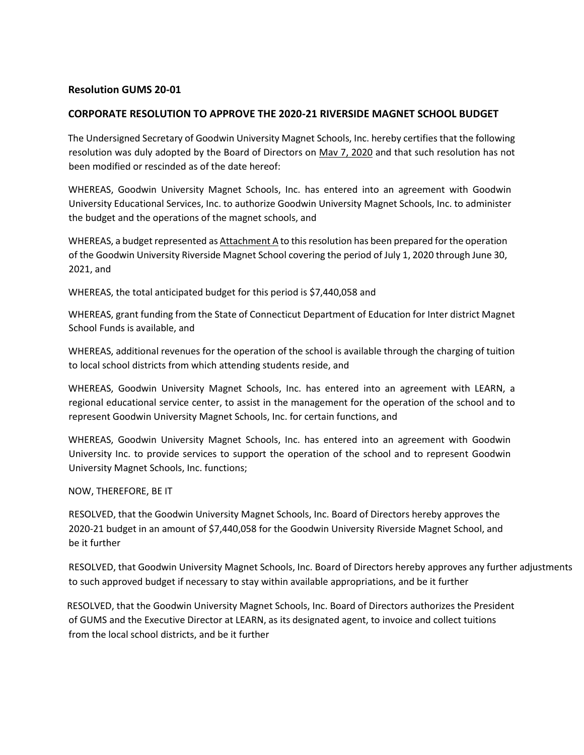**Resolution GUMS 20-01**

**CORPORATE RESOLUTION TO APPROVE THE 2020-21 RIVERSIDE MAGNET SCHOOL BUDGET**

The Undersigned Secretary of Goodwin University Magnet Schools, Inc. hereby certifies that the following resolution was duly adopted by the Board of Directors on <u>Mav 7, 2020</u> and that such resolution has not been modified or rescinded as of the date hereof:

WHEREAS, Goodwin University Magnet Schools, Inc. has entered into an agreement with Goodwin University Educational Services, Inc. to authorize Goodwin University Magnet Schools, Inc. to administer the budget and the operations of the magnet schools, and

WHEREAS, a budget represented as <u>Attachment A</u> to this resolution has been prepared for the operation of the Goodwin University Riverside Magnet School covering the period of July 1, 2020 through June 30, 2021, and

WHEREAS, the total anticipated budget for this period is $7,440,058 and

WHEREAS, grant funding from the State of Connecticut Department of Education for Inter district Magnet School Funds is available, and

WHEREAS, additional revenues for the operation of the school is available through the charging of tuition to local school districts from which attending students reside, and

WHEREAS, Goodwin University Magnet Schools, Inc. has entered into an agreement with LEARN, a regional educational service center, to assist in the management for the operation of the school and to represent Goodwin University Magnet Schools, Inc. for certain functions, and

WHEREAS, Goodwin University Magnet Schools, Inc. has entered into an agreement with Goodwin University Inc. to provide services to support the operation of the school and to represent Goodwin University Magnet Schools, Inc. functions;

NOW, THEREFORE, BE IT

RESOLVED, that the Goodwin University Magnet Schools, Inc. Board of Directors hereby approves the 2020-21 budget in an amount of $7,440,058 for the Goodwin University Riverside Magnet School, and be it further

RESOLVED, that Goodwin University Magnet Schools, Inc. Board of Directors hereby approves any further adjustments to such approved budget if necessary to stay within available appropriations, and be it further

RESOLVED, that the Goodwin University Magnet Schools, Inc. Board of Directors authorizes the President of GUMS and the Executive Director at LEARN, as its designated agent, to invoice and collect tuitions from the local school districts, and be it further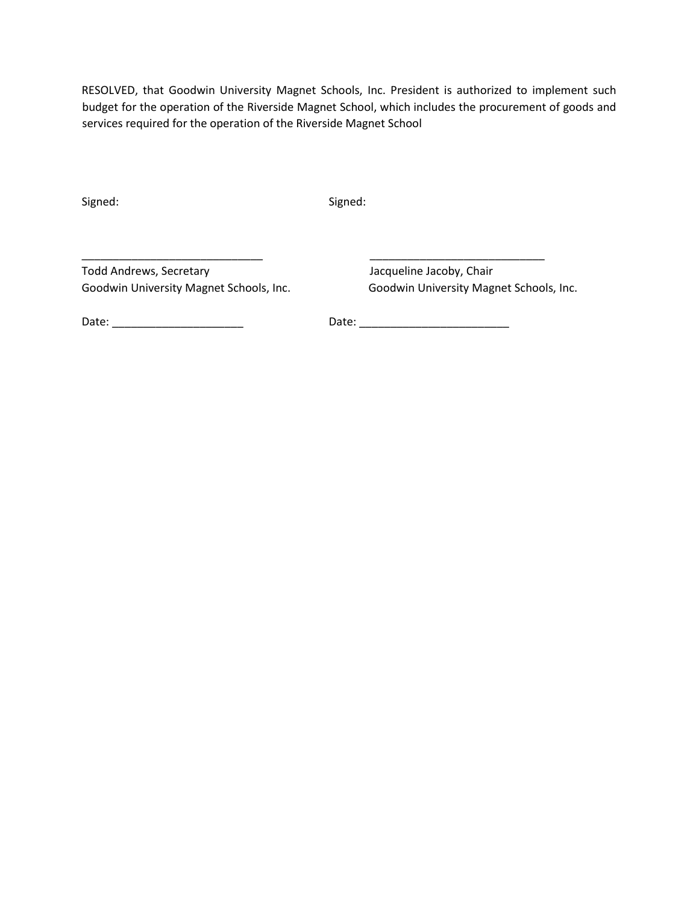RESOLVED, that Goodwin University Magnet Schools, Inc. President is authorized to implement such budget for the operation of the Riverside Magnet School, which includes the procurement of goods and services required for the operation of the Riverside Magnet School

Signed:

_____________________________

Todd Andrews, Secretary
Goodwin University Magnet Schools, Inc.

Date: ____________________

Signed:

____________________________

Jacqueline Jacoby, Chair
Goodwin University Magnet Schools, Inc.

Date: _______________________